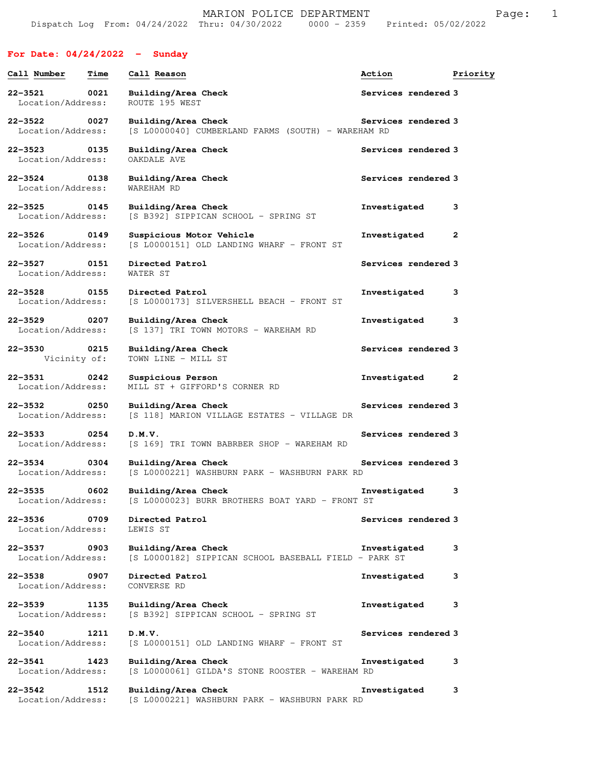MARION POLICE DEPARTMENT

Dispatch Log From: 04/24/2022 Thru: 04/30/2022 0000 - 2359 Printed: 05/02/2022

## For Date: 04/24/2022 - Sunday

| Call Number | Time | Call Reason | Action | Priority |
|---|---|---|---|---|
| 22-3521 | 0021 | Building/Area Check | Services rendered | 3 |
| Location/Address: | | ROUTE 195 WEST | | |
| 22-3522 | 0027 | Building/Area Check | Services rendered | 3 |
| Location/Address: | | [S L0000040] CUMBERLAND FARMS (SOUTH) - WAREHAM RD | | |
| 22-3523 | 0135 | Building/Area Check | Services rendered | 3 |
| Location/Address: | | OAKDALE AVE | | |
| 22-3524 | 0138 | Building/Area Check | Services rendered | 3 |
| Location/Address: | | WAREHAM RD | | |
| 22-3525 | 0145 | Building/Area Check | Investigated | 3 |
| Location/Address: | | [S B392] SIPPICAN SCHOOL - SPRING ST | | |
| 22-3526 | 0149 | Suspicious Motor Vehicle | Investigated | 2 |
| Location/Address: | | [S L0000151] OLD LANDING WHARF - FRONT ST | | |
| 22-3527 | 0151 | Directed Patrol | Services rendered | 3 |
| Location/Address: | | WATER ST | | |
| 22-3528 | 0155 | Directed Patrol | Investigated | 3 |
| Location/Address: | | [S L0000173] SILVERSHELL BEACH - FRONT ST | | |
| 22-3529 | 0207 | Building/Area Check | Investigated | 3 |
| Location/Address: | | [S 137] TRI TOWN MOTORS - WAREHAM RD | | |
| 22-3530 | 0215 | Building/Area Check | Services rendered | 3 |
| Vicinity of: | | TOWN LINE - MILL ST | | |
| 22-3531 | 0242 | Suspicious Person | Investigated | 2 |
| Location/Address: | | MILL ST + GIFFORD'S CORNER RD | | |
| 22-3532 | 0250 | Building/Area Check | Services rendered | 3 |
| Location/Address: | | [S 118] MARION VILLAGE ESTATES - VILLAGE DR | | |
| 22-3533 | 0254 | D.M.V. | Services rendered | 3 |
| Location/Address: | | [S 169] TRI TOWN BABRBER SHOP - WAREHAM RD | | |
| 22-3534 | 0304 | Building/Area Check | Services rendered | 3 |
| Location/Address: | | [S L0000221] WASHBURN PARK - WASHBURN PARK RD | | |
| 22-3535 | 0602 | Building/Area Check | Investigated | 3 |
| Location/Address: | | [S L0000023] BURR BROTHERS BOAT YARD - FRONT ST | | |
| 22-3536 | 0709 | Directed Patrol | Services rendered | 3 |
| Location/Address: | | LEWIS ST | | |
| 22-3537 | 0903 | Building/Area Check | Investigated | 3 |
| Location/Address: | | [S L0000182] SIPPICAN SCHOOL BASEBALL FIELD - PARK ST | | |
| 22-3538 | 0907 | Directed Patrol | Investigated | 3 |
| Location/Address: | | CONVERSE RD | | |
| 22-3539 | 1135 | Building/Area Check | Investigated | 3 |
| Location/Address: | | [S B392] SIPPICAN SCHOOL - SPRING ST | | |
| 22-3540 | 1211 | D.M.V. | Services rendered | 3 |
| Location/Address: | | [S L0000151] OLD LANDING WHARF - FRONT ST | | |
| 22-3541 | 1423 | Building/Area Check | Investigated | 3 |
| Location/Address: | | [S L0000061] GILDA'S STONE ROOSTER - WAREHAM RD | | |
| 22-3542 | 1512 | Building/Area Check | Investigated | 3 |
| Location/Address: | | [S L0000221] WASHBURN PARK - WASHBURN PARK RD | | |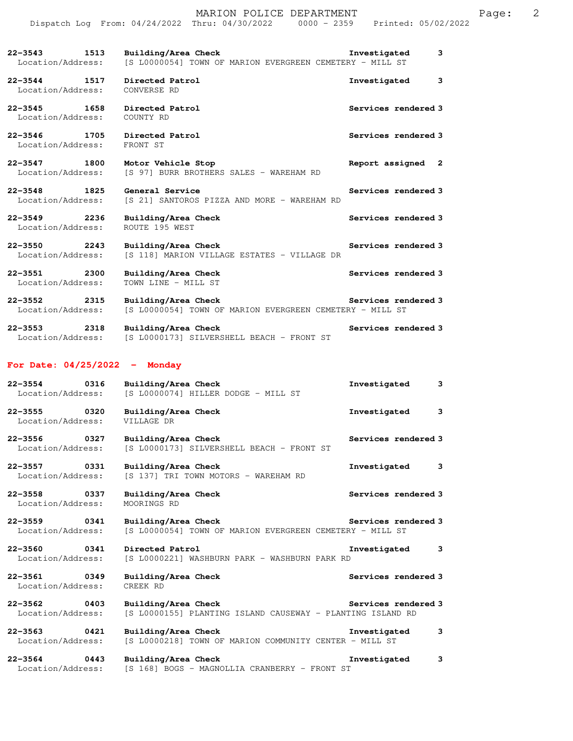22-3543 1513 **Building/Area Check** Investigated 3
Location/Address: [S L0000054] TOWN OF MARION EVERGREEN CEMETERY - MILL ST

22-3544 1517 **Directed Patrol** Investigated 3
Location/Address: CONVERSE RD

22-3545 1658 **Directed Patrol** Services rendered 3
Location/Address: COUNTY RD

22-3546 1705 **Directed Patrol** Services rendered 3
Location/Address: FRONT ST

22-3547 1800 **Motor Vehicle Stop** Report assigned 2
Location/Address: [S 97] BURR BROTHERS SALES - WAREHAM RD

22-3548 1825 **General Service** Services rendered 3
Location/Address: [S 21] SANTOROS PIZZA AND MORE - WAREHAM RD

22-3549 2236 **Building/Area Check** Services rendered 3
Location/Address: ROUTE 195 WEST

22-3550 2243 **Building/Area Check** Services rendered 3
Location/Address: [S 118] MARION VILLAGE ESTATES - VILLAGE DR

22-3551 2300 **Building/Area Check** Services rendered 3
Location/Address: TOWN LINE - MILL ST

22-3552 2315 **Building/Area Check** Services rendered 3
Location/Address: [S L0000054] TOWN OF MARION EVERGREEN CEMETERY - MILL ST

22-3553 2318 **Building/Area Check** Services rendered 3
Location/Address: [S L0000173] SILVERSHELL BEACH - FRONT ST

## For Date: 04/25/2022 - Monday

22-3554 0316 **Building/Area Check** Investigated 3
Location/Address: [S L0000074] HILLER DODGE - MILL ST

22-3555 0320 **Building/Area Check** Investigated 3
Location/Address: VILLAGE DR

22-3556 0327 **Building/Area Check** Services rendered 3
Location/Address: [S L0000173] SILVERSHELL BEACH - FRONT ST

22-3557 0331 **Building/Area Check** Investigated 3
Location/Address: [S 137] TRI TOWN MOTORS - WAREHAM RD

22-3558 0337 **Building/Area Check** Services rendered 3
Location/Address: MOORINGS RD

22-3559 0341 **Building/Area Check** Services rendered 3
Location/Address: [S L0000054] TOWN OF MARION EVERGREEN CEMETERY - MILL ST

22-3560 0341 **Directed Patrol** Investigated 3
Location/Address: [S L0000221] WASHBURN PARK - WASHBURN PARK RD

22-3561 0349 **Building/Area Check** Services rendered 3
Location/Address: CREEK RD

22-3562 0403 **Building/Area Check** Services rendered 3
Location/Address: [S L0000155] PLANTING ISLAND CAUSEWAY - PLANTING ISLAND RD

22-3563 0421 **Building/Area Check** Investigated 3
Location/Address: [S L0000218] TOWN OF MARION COMMUNITY CENTER - MILL ST

22-3564 0443 **Building/Area Check** Investigated 3
Location/Address: [S 168] BOGS - MAGNOLLIA CRANBERRY - FRONT ST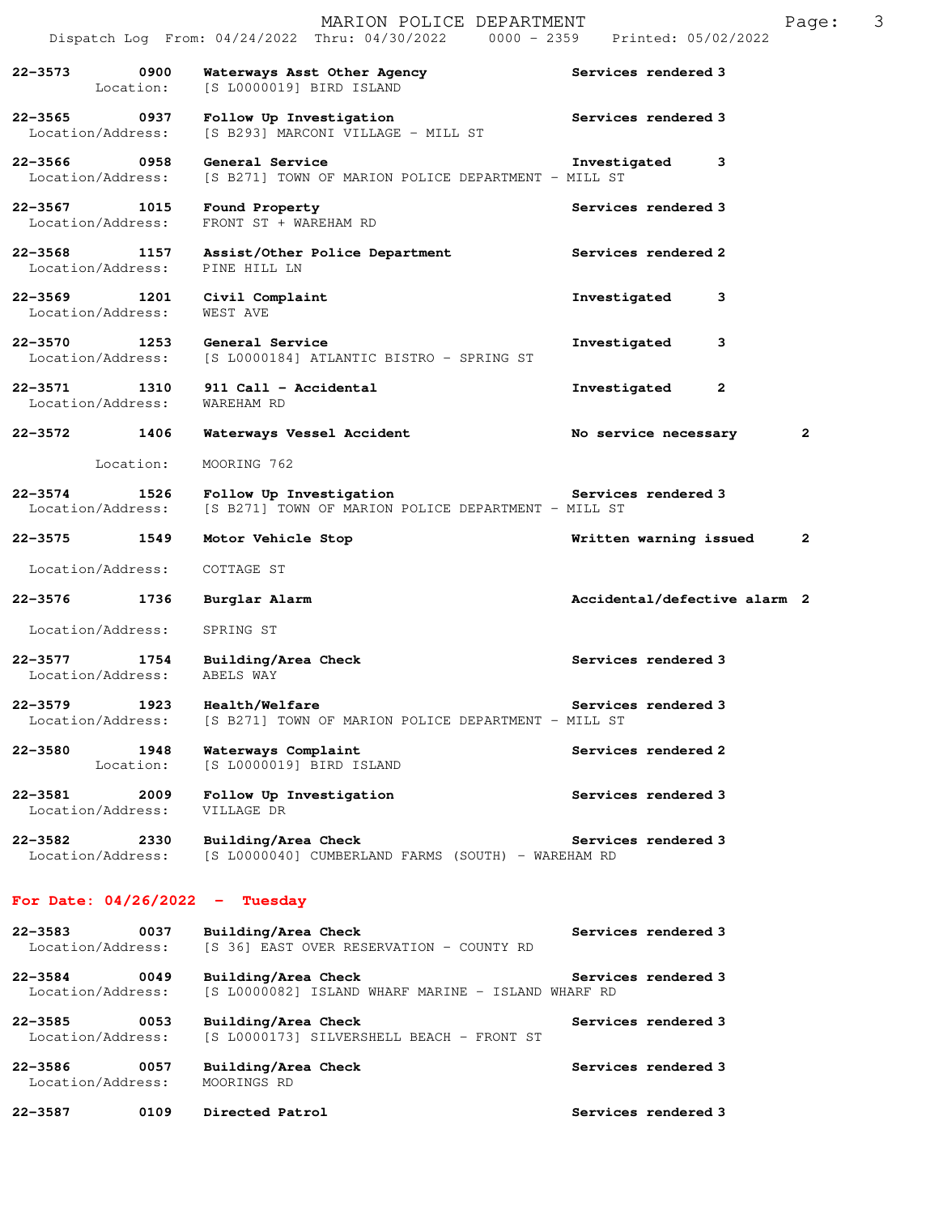**22-3573 0900 Waterways Asst Other Agency** — Services rendered 3
Location: [S L0000019] BIRD ISLAND

**22-3565 0937 Follow Up Investigation** — Services rendered 3
Location/Address: [S B293] MARCONI VILLAGE - MILL ST

**22-3566 0958 General Service** — Investigated 3
Location/Address: [S B271] TOWN OF MARION POLICE DEPARTMENT - MILL ST

**22-3567 1015 Found Property** — Services rendered 3
Location/Address: FRONT ST + WAREHAM RD

**22-3568 1157 Assist/Other Police Department** — Services rendered 2
Location/Address: PINE HILL LN

**22-3569 1201 Civil Complaint** — Investigated 3
Location/Address: WEST AVE

**22-3570 1253 General Service** — Investigated 3
Location/Address: [S L0000184] ATLANTIC BISTRO - SPRING ST

**22-3571 1310 911 Call - Accidental** — Investigated 2
Location/Address: WAREHAM RD

**22-3572 1406 Waterways Vessel Accident** — No service necessary 2
Location: MOORING 762

**22-3574 1526 Follow Up Investigation** — Services rendered 3
Location/Address: [S B271] TOWN OF MARION POLICE DEPARTMENT - MILL ST

**22-3575 1549 Motor Vehicle Stop** — Written warning issued 2
Location/Address: COTTAGE ST

**22-3576 1736 Burglar Alarm** — Accidental/defective alarm 2
Location/Address: SPRING ST

**22-3577 1754 Building/Area Check** — Services rendered 3
Location/Address: ABELS WAY

**22-3579 1923 Health/Welfare** — Services rendered 3
Location/Address: [S B271] TOWN OF MARION POLICE DEPARTMENT - MILL ST

**22-3580 1948 Waterways Complaint** — Services rendered 2
Location: [S L0000019] BIRD ISLAND

**22-3581 2009 Follow Up Investigation** — Services rendered 3
Location/Address: VILLAGE DR

**22-3582 2330 Building/Area Check** — Services rendered 3
Location/Address: [S L0000040] CUMBERLAND FARMS (SOUTH) - WAREHAM RD

## For Date: 04/26/2022 - Tuesday

**22-3583 0037 Building/Area Check** — Services rendered 3
Location/Address: [S 36] EAST OVER RESERVATION - COUNTY RD

**22-3584 0049 Building/Area Check** — Services rendered 3
Location/Address: [S L0000082] ISLAND WHARF MARINE - ISLAND WHARF RD

**22-3585 0053 Building/Area Check** — Services rendered 3
Location/Address: [S L0000173] SILVERSHELL BEACH - FRONT ST

**22-3586 0057 Building/Area Check** — Services rendered 3
Location/Address: MOORINGS RD

**22-3587 0109 Directed Patrol** — Services rendered 3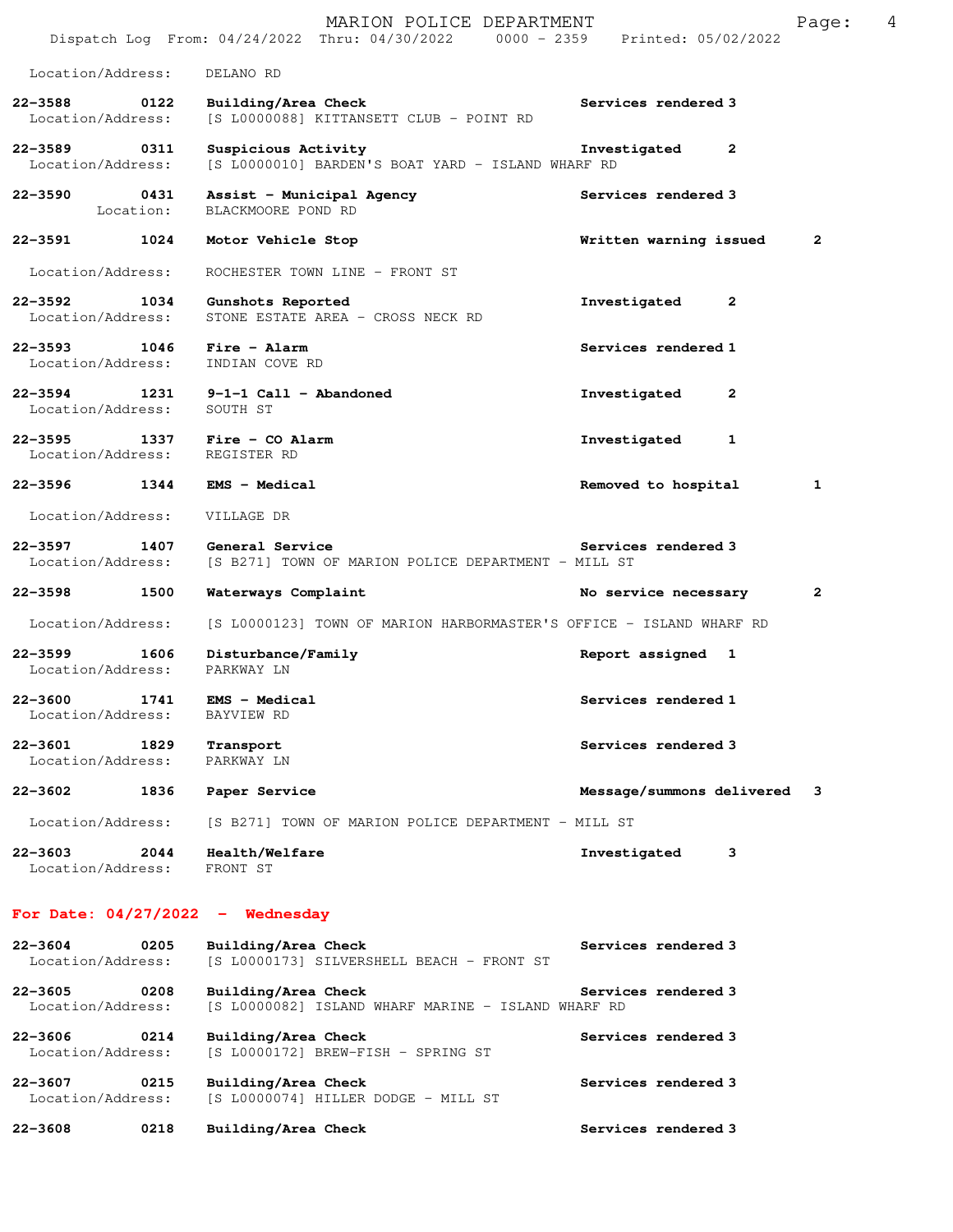Location/Address: DELANO RD

22-3588 0122 **Building/Area Check** Services rendered 3
Location/Address: [S L0000088] KITTANSETT CLUB - POINT RD

22-3589 0311 **Suspicious Activity** Investigated 2
Location/Address: [S L0000010] BARDEN'S BOAT YARD - ISLAND WHARF RD

22-3590 0431 **Assist - Municipal Agency** Services rendered 3
Location: BLACKMOORE POND RD

22-3591 1024 **Motor Vehicle Stop** Written warning issued 2
Location/Address: ROCHESTER TOWN LINE - FRONT ST

22-3592 1034 **Gunshots Reported** Investigated 2
Location/Address: STONE ESTATE AREA - CROSS NECK RD

22-3593 1046 **Fire - Alarm** Services rendered 1
Location/Address: INDIAN COVE RD

22-3594 1231 **9-1-1 Call - Abandoned** Investigated 2
Location/Address: SOUTH ST

22-3595 1337 **Fire - CO Alarm** Investigated 1
Location/Address: REGISTER RD

22-3596 1344 **EMS - Medical** Removed to hospital 1
Location/Address: VILLAGE DR

22-3597 1407 **General Service** Services rendered 3
Location/Address: [S B271] TOWN OF MARION POLICE DEPARTMENT - MILL ST

22-3598 1500 **Waterways Complaint** No service necessary 2
Location/Address: [S L0000123] TOWN OF MARION HARBORMASTER'S OFFICE - ISLAND WHARF RD

22-3599 1606 **Disturbance/Family** Report assigned 1
Location/Address: PARKWAY LN

22-3600 1741 **EMS - Medical** Services rendered 1
Location/Address: BAYVIEW RD

22-3601 1829 **Transport** Services rendered 3
Location/Address: PARKWAY LN

22-3602 1836 **Paper Service** Message/summons delivered 3
Location/Address: [S B271] TOWN OF MARION POLICE DEPARTMENT - MILL ST

22-3603 2044 **Health/Welfare** Investigated 3
Location/Address: FRONT ST

## For Date: 04/27/2022 - Wednesday

22-3604 0205 **Building/Area Check** Services rendered 3
Location/Address: [S L0000173] SILVERSHELL BEACH - FRONT ST

22-3605 0208 **Building/Area Check** Services rendered 3
Location/Address: [S L0000082] ISLAND WHARF MARINE - ISLAND WHARF RD

22-3606 0214 **Building/Area Check** Services rendered 3
Location/Address: [S L0000172] BREW-FISH - SPRING ST

22-3607 0215 **Building/Area Check** Services rendered 3
Location/Address: [S L0000074] HILLER DODGE - MILL ST

22-3608 0218 **Building/Area Check** Services rendered 3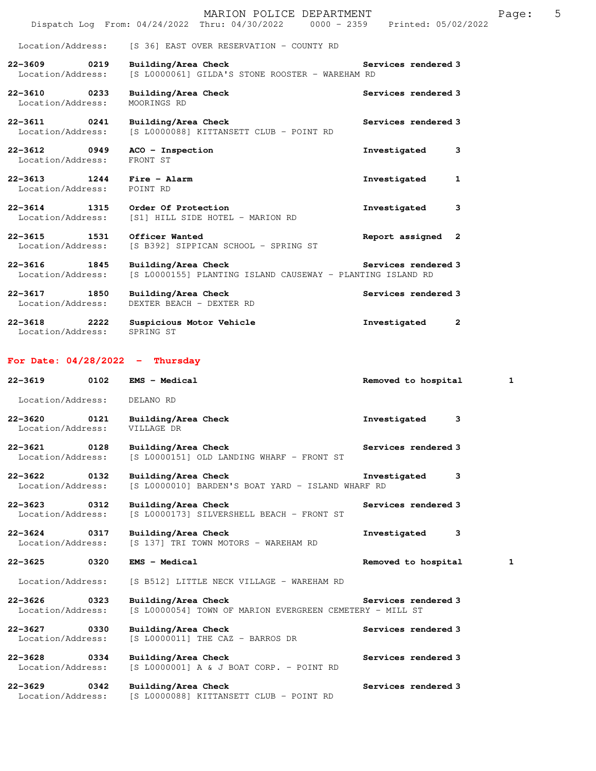Location/Address: [S 36] EAST OVER RESERVATION - COUNTY RD

**22-3609 0219 Building/Area Check** Services rendered 3
Location/Address: [S L0000061] GILDA'S STONE ROOSTER - WAREHAM RD

**22-3610 0233 Building/Area Check** Services rendered 3
Location/Address: MOORINGS RD

**22-3611 0241 Building/Area Check** Services rendered 3
Location/Address: [S L0000088] KITTANSETT CLUB - POINT RD

**22-3612 0949 ACO - Inspection** Investigated 3
Location/Address: FRONT ST

**22-3613 1244 Fire - Alarm** Investigated 1
Location/Address: POINT RD

**22-3614 1315 Order Of Protection** Investigated 3
Location/Address: [S1] HILL SIDE HOTEL - MARION RD

**22-3615 1531 Officer Wanted** Report assigned 2
Location/Address: [S B392] SIPPICAN SCHOOL - SPRING ST

**22-3616 1845 Building/Area Check** Services rendered 3
Location/Address: [S L0000155] PLANTING ISLAND CAUSEWAY - PLANTING ISLAND RD

**22-3617 1850 Building/Area Check** Services rendered 3
Location/Address: DEXTER BEACH - DEXTER RD

**22-3618 2222 Suspicious Motor Vehicle** Investigated 2
Location/Address: SPRING ST

## For Date: 04/28/2022 - Thursday

**22-3619 0102 EMS - Medical** Removed to hospital 1
Location/Address: DELANO RD

**22-3620 0121 Building/Area Check** Investigated 3
Location/Address: VILLAGE DR

**22-3621 0128 Building/Area Check** Services rendered 3
Location/Address: [S L0000151] OLD LANDING WHARF - FRONT ST

**22-3622 0132 Building/Area Check** Investigated 3
Location/Address: [S L0000010] BARDEN'S BOAT YARD - ISLAND WHARF RD

**22-3623 0312 Building/Area Check** Services rendered 3
Location/Address: [S L0000173] SILVERSHELL BEACH - FRONT ST

**22-3624 0317 Building/Area Check** Investigated 3
Location/Address: [S 137] TRI TOWN MOTORS - WAREHAM RD

**22-3625 0320 EMS - Medical** Removed to hospital 1
Location/Address: [S B512] LITTLE NECK VILLAGE - WAREHAM RD

**22-3626 0323 Building/Area Check** Services rendered 3
Location/Address: [S L0000054] TOWN OF MARION EVERGREEN CEMETERY - MILL ST

**22-3627 0330 Building/Area Check** Services rendered 3
Location/Address: [S L0000011] THE CAZ - BARROS DR

**22-3628 0334 Building/Area Check** Services rendered 3
Location/Address: [S L0000001] A & J BOAT CORP. - POINT RD

**22-3629 0342 Building/Area Check** Services rendered 3
Location/Address: [S L0000088] KITTANSETT CLUB - POINT RD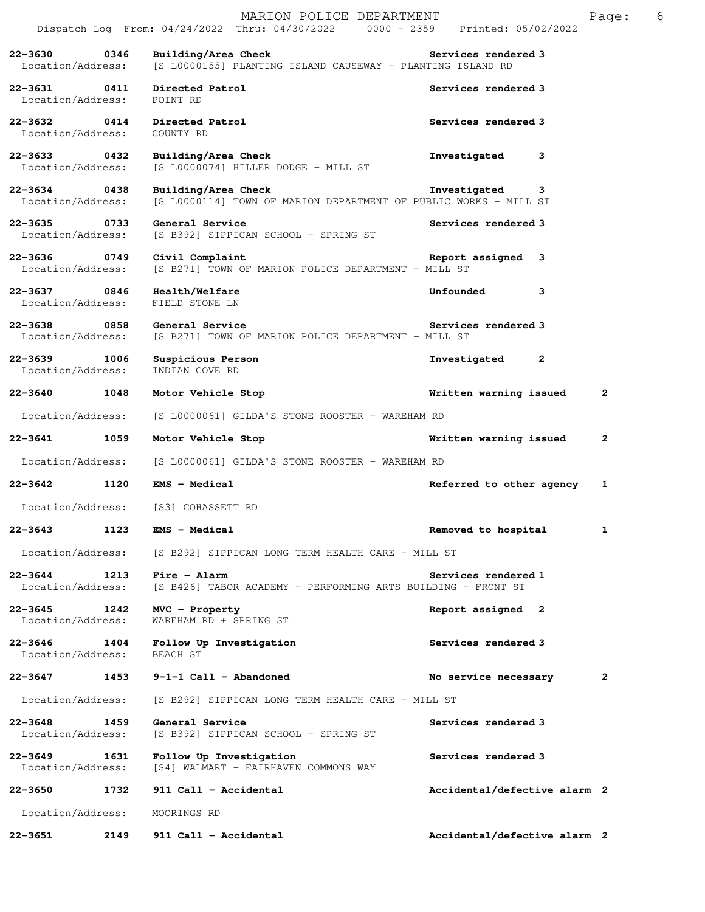MARION POLICE DEPARTMENT

Dispatch Log From: 04/24/2022 Thru: 04/30/2022 0000 - 2359 Printed: 05/02/2022

**22-3630 0346 Building/Area Check** Services rendered 3
Location/Address: [S L0000155] PLANTING ISLAND CAUSEWAY - PLANTING ISLAND RD

**22-3631 0411 Directed Patrol** Services rendered 3
Location/Address: POINT RD

**22-3632 0414 Directed Patrol** Services rendered 3
Location/Address: COUNTY RD

**22-3633 0432 Building/Area Check** Investigated 3
Location/Address: [S L0000074] HILLER DODGE - MILL ST

**22-3634 0438 Building/Area Check** Investigated 3
Location/Address: [S L0000114] TOWN OF MARION DEPARTMENT OF PUBLIC WORKS - MILL ST

**22-3635 0733 General Service** Services rendered 3
Location/Address: [S B392] SIPPICAN SCHOOL - SPRING ST

**22-3636 0749 Civil Complaint** Report assigned 3
Location/Address: [S B271] TOWN OF MARION POLICE DEPARTMENT - MILL ST

**22-3637 0846 Health/Welfare** Unfounded 3
Location/Address: FIELD STONE LN

**22-3638 0858 General Service** Services rendered 3
Location/Address: [S B271] TOWN OF MARION POLICE DEPARTMENT - MILL ST

**22-3639 1006 Suspicious Person** Investigated 2
Location/Address: INDIAN COVE RD

**22-3640 1048 Motor Vehicle Stop** Written warning issued 2
Location/Address: [S L0000061] GILDA'S STONE ROOSTER - WAREHAM RD

**22-3641 1059 Motor Vehicle Stop** Written warning issued 2
Location/Address: [S L0000061] GILDA'S STONE ROOSTER - WAREHAM RD

**22-3642 1120 EMS - Medical** Referred to other agency 1
Location/Address: [S3] COHASSETT RD

**22-3643 1123 EMS - Medical** Removed to hospital 1
Location/Address: [S B292] SIPPICAN LONG TERM HEALTH CARE - MILL ST

**22-3644 1213 Fire - Alarm** Services rendered 1
Location/Address: [S B426] TABOR ACADEMY - PERFORMING ARTS BUILDING - FRONT ST

**22-3645 1242 MVC - Property** Report assigned 2
Location/Address: WAREHAM RD + SPRING ST

**22-3646 1404 Follow Up Investigation** Services rendered 3
Location/Address: BEACH ST

**22-3647 1453 9-1-1 Call - Abandoned** No service necessary 2
Location/Address: [S B292] SIPPICAN LONG TERM HEALTH CARE - MILL ST

**22-3648 1459 General Service** Services rendered 3
Location/Address: [S B392] SIPPICAN SCHOOL - SPRING ST

**22-3649 1631 Follow Up Investigation** Services rendered 3
Location/Address: [S4] WALMART - FAIRHAVEN COMMONS WAY

**22-3650 1732 911 Call - Accidental** Accidental/defective alarm 2
Location/Address: MOORINGS RD

**22-3651 2149 911 Call - Accidental** Accidental/defective alarm 2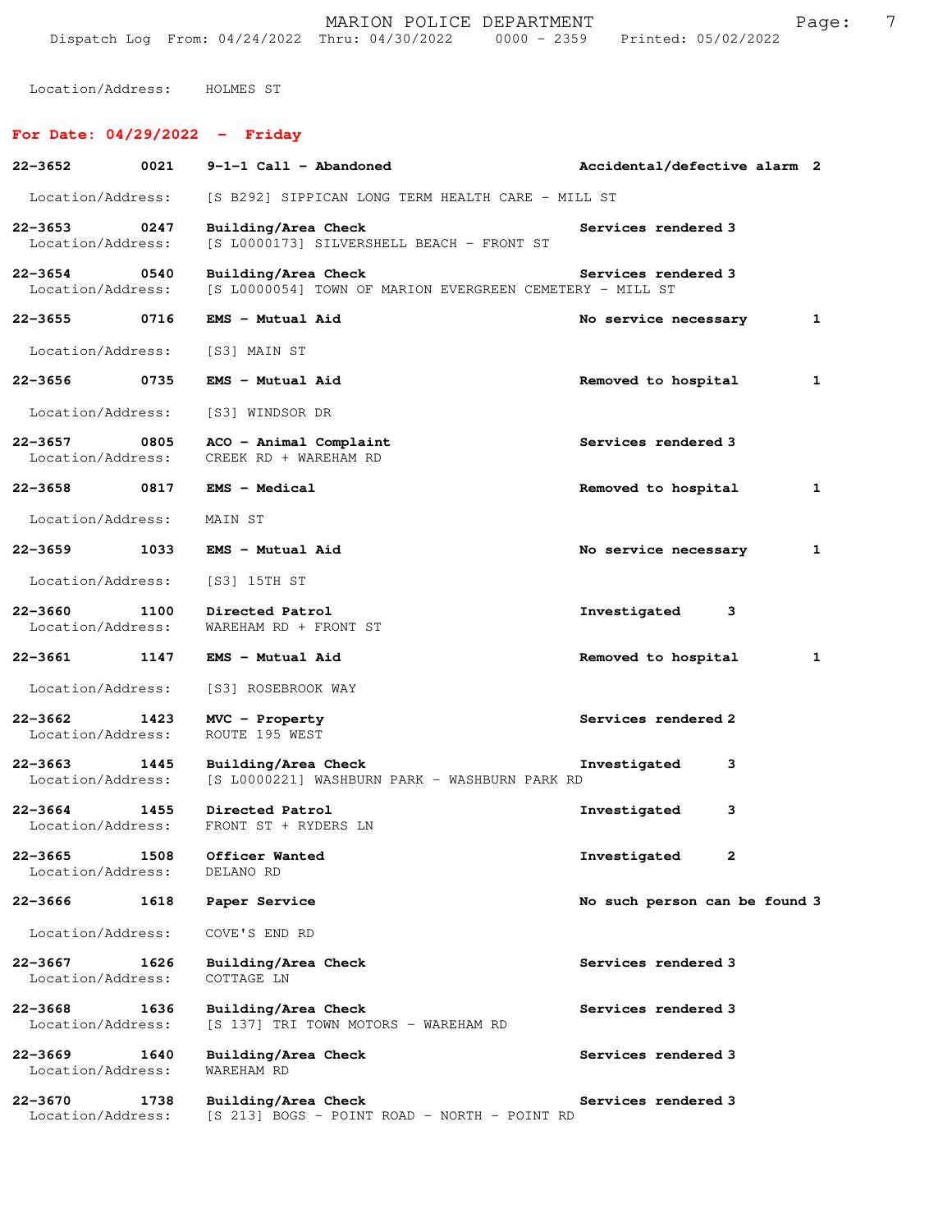Location/Address: HOLMES ST

## For Date: 04/29/2022 - Friday

| Call # | Time | Call Reason | Action | Priority |
|---|---|---|---|---|
| 22-3652 | 0021 | **9-1-1 Call - Abandoned** | Accidental/defective alarm | 2 |
| | | Location/Address: [S B292] SIPPICAN LONG TERM HEALTH CARE - MILL ST | | |
| 22-3653 | 0247 | **Building/Area Check** | Services rendered | 3 |
| | | Location/Address: [S L0000173] SILVERSHELL BEACH - FRONT ST | | |
| 22-3654 | 0540 | **Building/Area Check** | Services rendered | 3 |
| | | Location/Address: [S L0000054] TOWN OF MARION EVERGREEN CEMETERY - MILL ST | | |
| 22-3655 | 0716 | **EMS - Mutual Aid** | No service necessary | 1 |
| | | Location/Address: [S3] MAIN ST | | |
| 22-3656 | 0735 | **EMS - Mutual Aid** | Removed to hospital | 1 |
| | | Location/Address: [S3] WINDSOR DR | | |
| 22-3657 | 0805 | **ACO - Animal Complaint** | Services rendered | 3 |
| | | Location/Address: CREEK RD + WAREHAM RD | | |
| 22-3658 | 0817 | **EMS - Medical** | Removed to hospital | 1 |
| | | Location/Address: MAIN ST | | |
| 22-3659 | 1033 | **EMS - Mutual Aid** | No service necessary | 1 |
| | | Location/Address: [S3] 15TH ST | | |
| 22-3660 | 1100 | **Directed Patrol** | Investigated | 3 |
| | | Location/Address: WAREHAM RD + FRONT ST | | |
| 22-3661 | 1147 | **EMS - Mutual Aid** | Removed to hospital | 1 |
| | | Location/Address: [S3] ROSEBROOK WAY | | |
| 22-3662 | 1423 | **MVC - Property** | Services rendered | 2 |
| | | Location/Address: ROUTE 195 WEST | | |
| 22-3663 | 1445 | **Building/Area Check** | Investigated | 3 |
| | | Location/Address: [S L0000221] WASHBURN PARK - WASHBURN PARK RD | | |
| 22-3664 | 1455 | **Directed Patrol** | Investigated | 3 |
| | | Location/Address: FRONT ST + RYDERS LN | | |
| 22-3665 | 1508 | **Officer Wanted** | Investigated | 2 |
| | | Location/Address: DELANO RD | | |
| 22-3666 | 1618 | **Paper Service** | No such person can be found | 3 |
| | | Location/Address: COVE'S END RD | | |
| 22-3667 | 1626 | **Building/Area Check** | Services rendered | 3 |
| | | Location/Address: COTTAGE LN | | |
| 22-3668 | 1636 | **Building/Area Check** | Services rendered | 3 |
| | | Location/Address: [S 137] TRI TOWN MOTORS - WAREHAM RD | | |
| 22-3669 | 1640 | **Building/Area Check** | Services rendered | 3 |
| | | Location/Address: WAREHAM RD | | |
| 22-3670 | 1738 | **Building/Area Check** | Services rendered | 3 |
| | | Location/Address: [S 213] BOGS - POINT ROAD - NORTH - POINT RD | | |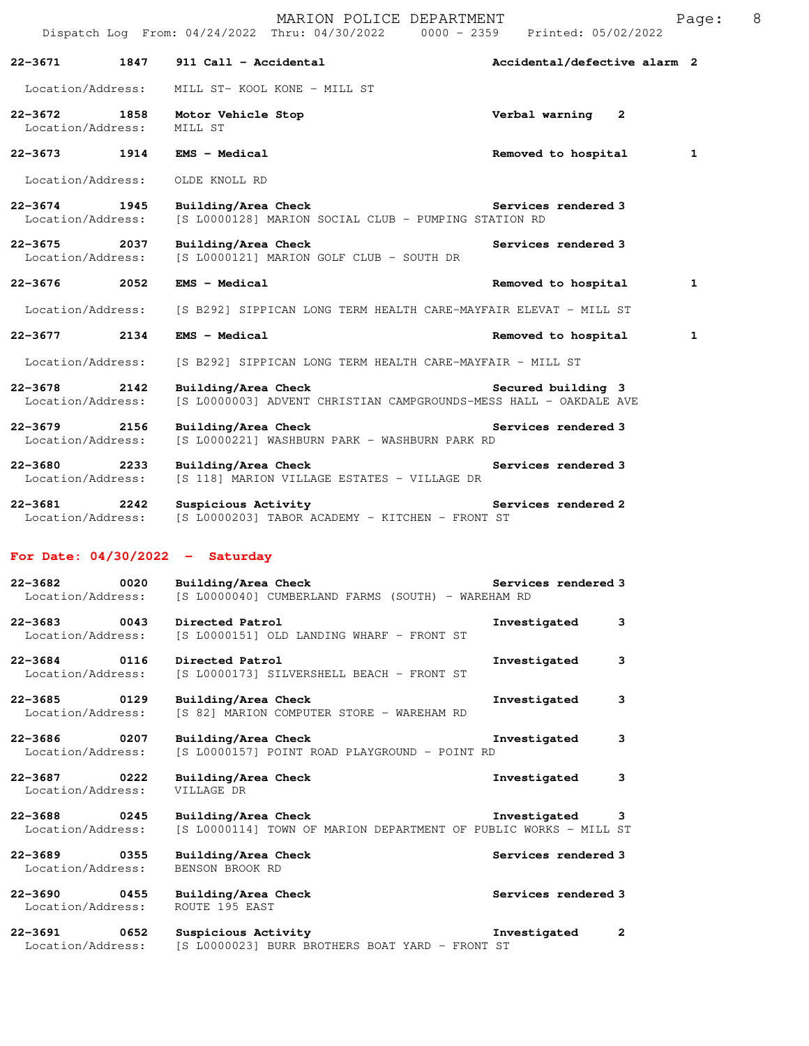**22-3671 1847 911 Call - Accidental** — Accidental/defective alarm 2
Location/Address: MILL ST- KOOL KONE - MILL ST

**22-3672 1858 Motor Vehicle Stop** — Verbal warning 2
Location/Address: MILL ST

**22-3673 1914 EMS - Medical** — Removed to hospital 1
Location/Address: OLDE KNOLL RD

**22-3674 1945 Building/Area Check** — Services rendered 3
Location/Address: [S L0000128] MARION SOCIAL CLUB - PUMPING STATION RD

**22-3675 2037 Building/Area Check** — Services rendered 3
Location/Address: [S L0000121] MARION GOLF CLUB - SOUTH DR

**22-3676 2052 EMS - Medical** — Removed to hospital 1
Location/Address: [S B292] SIPPICAN LONG TERM HEALTH CARE-MAYFAIR ELEVAT - MILL ST

**22-3677 2134 EMS - Medical** — Removed to hospital 1
Location/Address: [S B292] SIPPICAN LONG TERM HEALTH CARE-MAYFAIR - MILL ST

**22-3678 2142 Building/Area Check** — Secured building 3
Location/Address: [S L0000003] ADVENT CHRISTIAN CAMPGROUNDS-MESS HALL - OAKDALE AVE

**22-3679 2156 Building/Area Check** — Services rendered 3
Location/Address: [S L0000221] WASHBURN PARK - WASHBURN PARK RD

**22-3680 2233 Building/Area Check** — Services rendered 3
Location/Address: [S 118] MARION VILLAGE ESTATES - VILLAGE DR

**22-3681 2242 Suspicious Activity** — Services rendered 2
Location/Address: [S L0000203] TABOR ACADEMY - KITCHEN - FRONT ST

## For Date: 04/30/2022 - Saturday

**22-3682 0020 Building/Area Check** — Services rendered 3
Location/Address: [S L0000040] CUMBERLAND FARMS (SOUTH) - WAREHAM RD

**22-3683 0043 Directed Patrol** — Investigated 3
Location/Address: [S L0000151] OLD LANDING WHARF - FRONT ST

**22-3684 0116 Directed Patrol** — Investigated 3
Location/Address: [S L0000173] SILVERSHELL BEACH - FRONT ST

**22-3685 0129 Building/Area Check** — Investigated 3
Location/Address: [S 82] MARION COMPUTER STORE - WAREHAM RD

**22-3686 0207 Building/Area Check** — Investigated 3
Location/Address: [S L0000157] POINT ROAD PLAYGROUND - POINT RD

**22-3687 0222 Building/Area Check** — Investigated 3
Location/Address: VILLAGE DR

**22-3688 0245 Building/Area Check** — Investigated 3
Location/Address: [S L0000114] TOWN OF MARION DEPARTMENT OF PUBLIC WORKS - MILL ST

**22-3689 0355 Building/Area Check** — Services rendered 3
Location/Address: BENSON BROOK RD

**22-3690 0455 Building/Area Check** — Services rendered 3
Location/Address: ROUTE 195 EAST

**22-3691 0652 Suspicious Activity** — Investigated 2
Location/Address: [S L0000023] BURR BROTHERS BOAT YARD - FRONT ST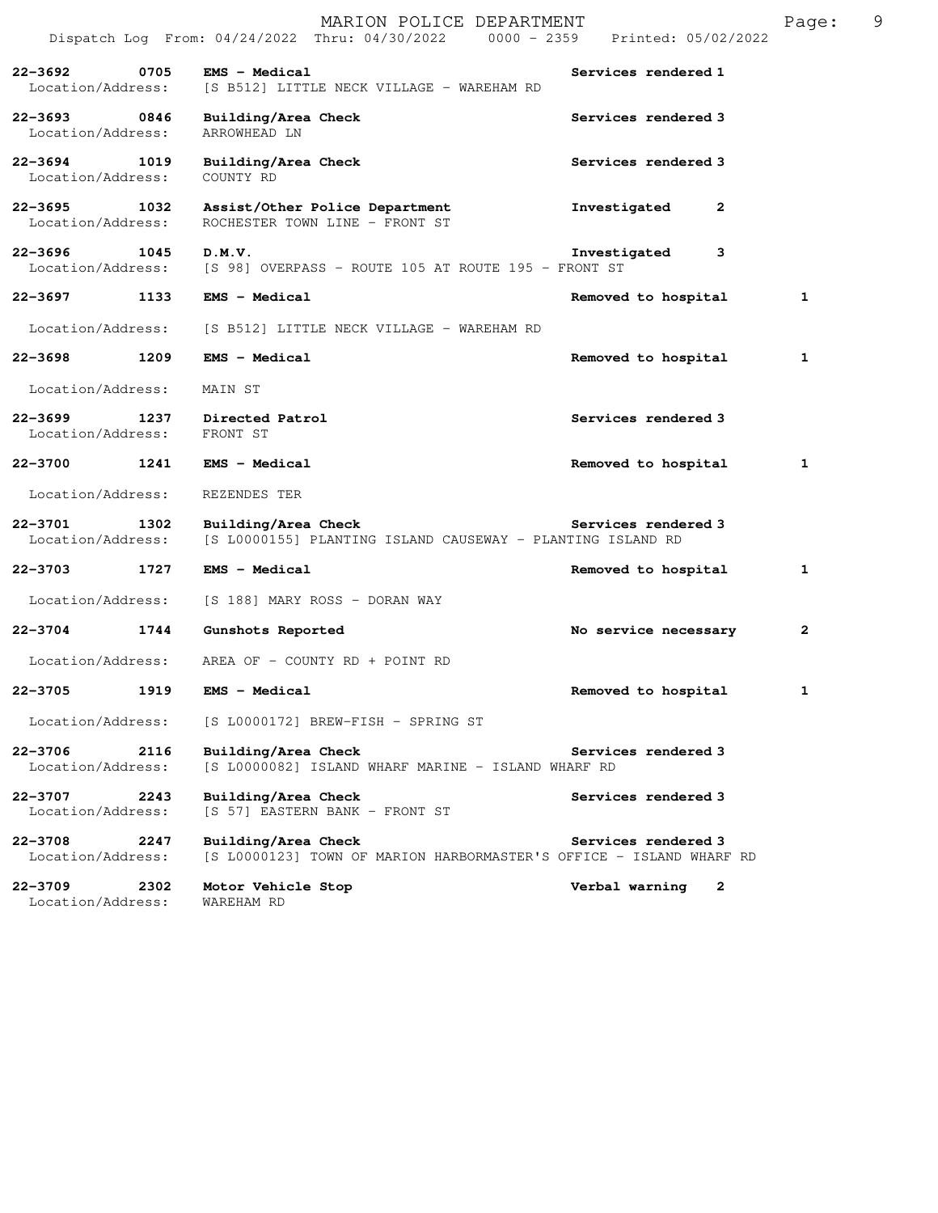| Call # | Time | Call Reason / Location | Action | Priority |
|---|---|---|---|---|
| **22-3692** | **0705** | **EMS - Medical** | **Services rendered** | **1** |
| Location/Address: | | [S B512] LITTLE NECK VILLAGE - WAREHAM RD | | |
| **22-3693** | **0846** | **Building/Area Check** | **Services rendered** | **3** |
| Location/Address: | | ARROWHEAD LN | | |
| **22-3694** | **1019** | **Building/Area Check** | **Services rendered** | **3** |
| Location/Address: | | COUNTY RD | | |
| **22-3695** | **1032** | **Assist/Other Police Department** | **Investigated** | **2** |
| Location/Address: | | ROCHESTER TOWN LINE - FRONT ST | | |
| **22-3696** | **1045** | **D.M.V.** | **Investigated** | **3** |
| Location/Address: | | [S 98] OVERPASS - ROUTE 105 AT ROUTE 195 - FRONT ST | | |
| **22-3697** | **1133** | **EMS - Medical** | **Removed to hospital** | **1** |
| Location/Address: | | [S B512] LITTLE NECK VILLAGE - WAREHAM RD | | |
| **22-3698** | **1209** | **EMS - Medical** | **Removed to hospital** | **1** |
| Location/Address: | | MAIN ST | | |
| **22-3699** | **1237** | **Directed Patrol** | **Services rendered** | **3** |
| Location/Address: | | FRONT ST | | |
| **22-3700** | **1241** | **EMS - Medical** | **Removed to hospital** | **1** |
| Location/Address: | | REZENDES TER | | |
| **22-3701** | **1302** | **Building/Area Check** | **Services rendered** | **3** |
| Location/Address: | | [S L0000155] PLANTING ISLAND CAUSEWAY - PLANTING ISLAND RD | | |
| **22-3703** | **1727** | **EMS - Medical** | **Removed to hospital** | **1** |
| Location/Address: | | [S 188] MARY ROSS - DORAN WAY | | |
| **22-3704** | **1744** | **Gunshots Reported** | **No service necessary** | **2** |
| Location/Address: | | AREA OF - COUNTY RD + POINT RD | | |
| **22-3705** | **1919** | **EMS - Medical** | **Removed to hospital** | **1** |
| Location/Address: | | [S L0000172] BREW-FISH - SPRING ST | | |
| **22-3706** | **2116** | **Building/Area Check** | **Services rendered** | **3** |
| Location/Address: | | [S L0000082] ISLAND WHARF MARINE - ISLAND WHARF RD | | |
| **22-3707** | **2243** | **Building/Area Check** | **Services rendered** | **3** |
| Location/Address: | | [S 57] EASTERN BANK - FRONT ST | | |
| **22-3708** | **2247** | **Building/Area Check** | **Services rendered** | **3** |
| Location/Address: | | [S L0000123] TOWN OF MARION HARBORMASTER'S OFFICE - ISLAND WHARF RD | | |
| **22-3709** | **2302** | **Motor Vehicle Stop** | **Verbal warning** | **2** |
| Location/Address: | | WAREHAM RD | | |